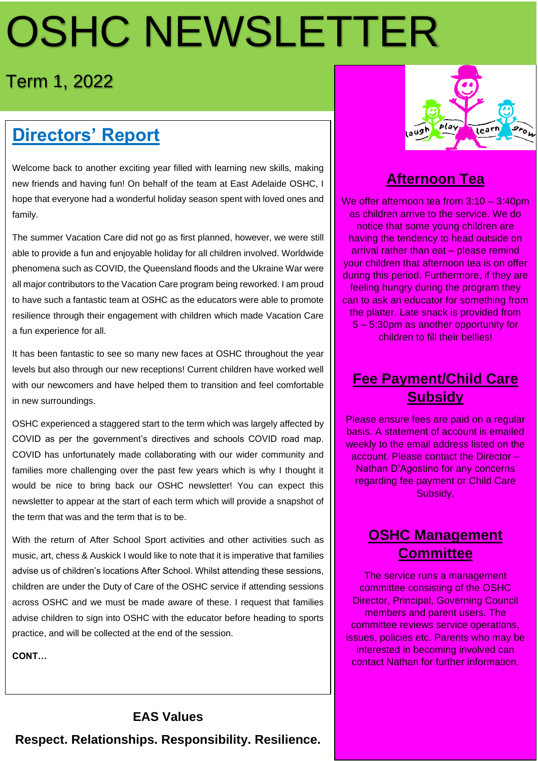# OSHC NEWSLETTER

## Term 1, 2022

## Directors' Report

Welcome back to another exciting year filled with learning new skills, making new friends and having fun! On behalf of the team at East Adelaide OSHC, I hope that everyone had a wonderful holiday season spent with loved ones and family.

The summer Vacation Care did not go as first planned, however, we were still able to provide a fun and enjoyable holiday for all children involved. Worldwide phenomena such as COVID, the Queensland floods and the Ukraine War were all major contributors to the Vacation Care program being reworked. I am proud to have such a fantastic team at OSHC as the educators were able to promote resilience through their engagement with children which made Vacation Care a fun experience for all.

It has been fantastic to see so many new faces at OSHC throughout the year levels but also through our new receptions! Current children have worked well with our newcomers and have helped them to transition and feel comfortable in new surroundings.

OSHC experienced a staggered start to the term which was largely affected by COVID as per the government's directives and schools COVID road map. COVID has unfortunately made collaborating with our wider community and families more challenging over the past few years which is why I thought it would be nice to bring back our OSHC newsletter! You can expect this newsletter to appear at the start of each term which will provide a snapshot of the term that was and the term that is to be.

With the return of After School Sport activities and other activities such as music, art, chess & Auskick I would like to note that it is imperative that families advise us of children's locations After School. Whilst attending these sessions, children are under the Duty of Care of the OSHC service if attending sessions across OSHC and we must be made aware of these. I request that families advise children to sign into OSHC with the educator before heading to sports practice, and will be collected at the end of the session.

**CONT…**

**EAS Values**

**Respect. Relationships. Responsibility. Resilience.**

## Afternoon Tea

We offer afternoon tea from 3:10 – 3:40pm as children arrive to the service. We do notice that some young children are having the tendency to head outside on arrival rather than eat – please remind your children that afternoon tea is on offer during this period. Furthermore, if they are feeling hungry during the program they can to ask an educator for something from the platter. Late snack is provided from 5 – 5:30pm as another opportunity for children to fill their bellies!

## Fee Payment/Child Care Subsidy

Please ensure fees are paid on a regular basis. A statement of account is emailed weekly to the email address listed on the account. Please contact the Director – Nathan D'Agostino for any concerns regarding fee payment or Child Care Subsidy.

## OSHC Management Committee

The service runs a management committee consisting of the OSHC Director, Principal, Governing Council members and parent users. The committee reviews service operations, issues, policies etc. Parents who may be interested in becoming involved can contact Nathan for further information.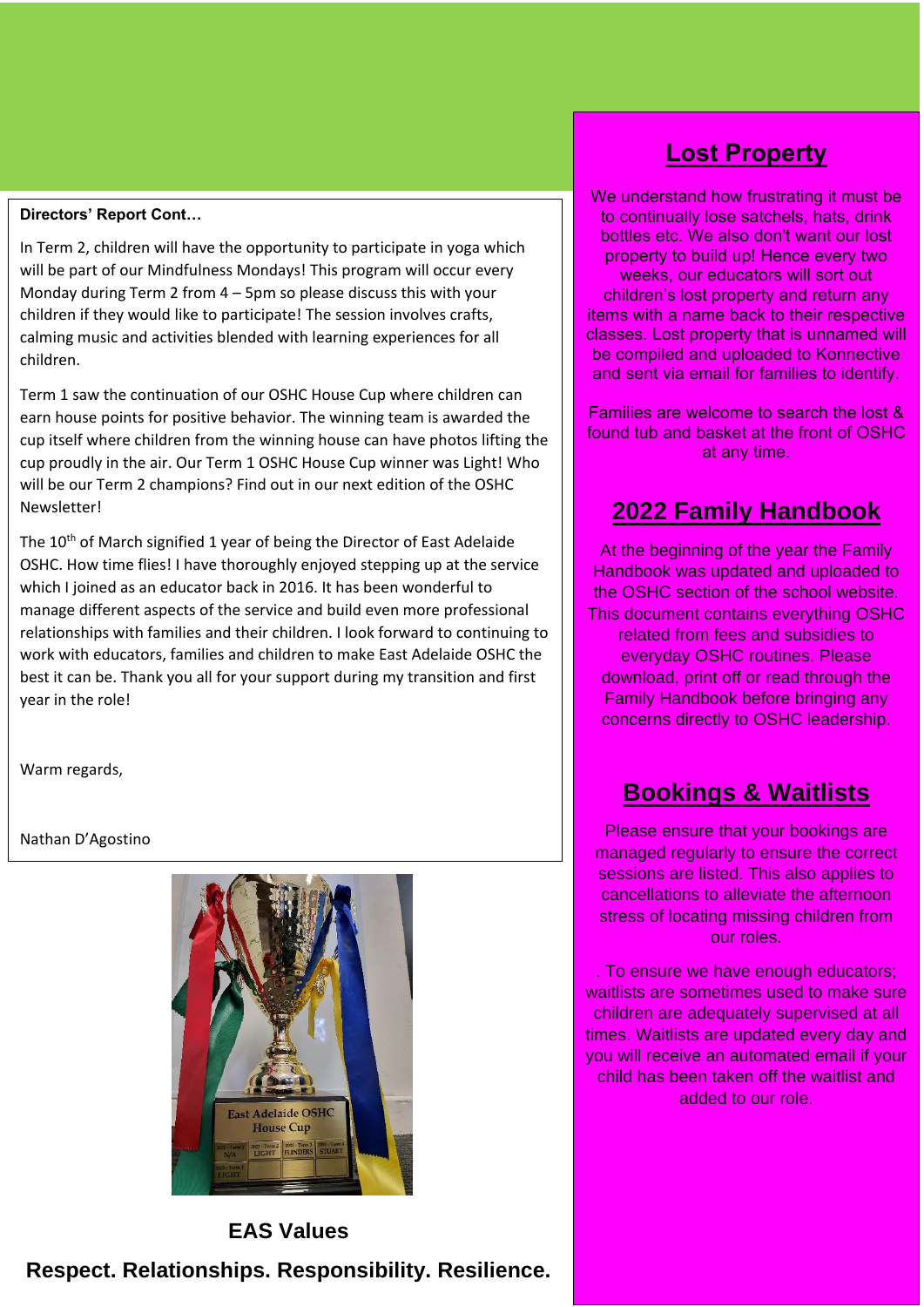**Directors' Report Cont…**

In Term 2, children will have the opportunity to participate in yoga which will be part of our Mindfulness Mondays! This program will occur every Monday during Term 2 from 4 – 5pm so please discuss this with your children if they would like to participate! The session involves crafts, calming music and activities blended with learning experiences for all children.

Term 1 saw the continuation of our OSHC House Cup where children can earn house points for positive behavior. The winning team is awarded the cup itself where children from the winning house can have photos lifting the cup proudly in the air. Our Term 1 OSHC House Cup winner was Light! Who will be our Term 2 champions? Find out in our next edition of the OSHC Newsletter!

The 10th of March signified 1 year of being the Director of East Adelaide OSHC. How time flies! I have thoroughly enjoyed stepping up at the service which I joined as an educator back in 2016. It has been wonderful to manage different aspects of the service and build even more professional relationships with families and their children. I look forward to continuing to work with educators, families and children to make East Adelaide OSHC the best it can be. Thank you all for your support during my transition and first year in the role!

Warm regards,

Nathan D'Agostino

**EAS Values**

**Respect. Relationships. Responsibility. Resilience.**

## Lost Property

We understand how frustrating it must be to continually lose satchels, hats, drink bottles etc. We also don't want our lost property to build up! Hence every two weeks, our educators will sort out children's lost property and return any items with a name back to their respective classes. Lost property that is unnamed will be compiled and uploaded to Konnective and sent via email for families to identify.

Families are welcome to search the lost & found tub and basket at the front of OSHC at any time.

## 2022 Family Handbook

At the beginning of the year the Family Handbook was updated and uploaded to the OSHC section of the school website. This document contains everything OSHC related from fees and subsidies to everyday OSHC routines. Please download, print off or read through the Family Handbook before bringing any concerns directly to OSHC leadership.

## Bookings & Waitlists

Please ensure that your bookings are managed regularly to ensure the correct sessions are listed. This also applies to cancellations to alleviate the afternoon stress of locating missing children from our roles.

. To ensure we have enough educators; waitlists are sometimes used to make sure children are adequately supervised at all times. Waitlists are updated every day and you will receive an automated email if your child has been taken off the waitlist and added to our role.